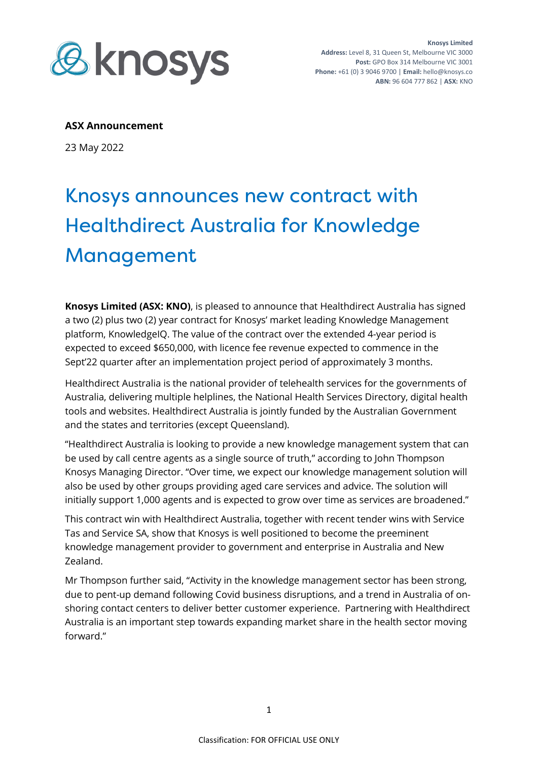Knosys Limited
**Address:** Level 8, 31 Queen St, Melbourne VIC 3000
**Post:** GPO Box 314 Melbourne VIC 3001
**Phone:** +61 (0) 3 9046 9700 | **Email:** hello@knosys.co
**ABN:** 96 604 777 862 | **ASX:** KNO

**ASX Announcement**

23 May 2022

# Knosys announces new contract with Healthdirect Australia for Knowledge Management

**Knosys Limited (ASX: KNO)**, is pleased to announce that Healthdirect Australia has signed a two (2) plus two (2) year contract for Knosys' market leading Knowledge Management platform, KnowledgeIQ. The value of the contract over the extended 4-year period is expected to exceed $650,000, with licence fee revenue expected to commence in the Sept'22 quarter after an implementation project period of approximately 3 months.

Healthdirect Australia is the national provider of telehealth services for the governments of Australia, delivering multiple helplines, the National Health Services Directory, digital health tools and websites. Healthdirect Australia is jointly funded by the Australian Government and the states and territories (except Queensland).

"Healthdirect Australia is looking to provide a new knowledge management system that can be used by call centre agents as a single source of truth," according to John Thompson Knosys Managing Director. "Over time, we expect our knowledge management solution will also be used by other groups providing aged care services and advice. The solution will initially support 1,000 agents and is expected to grow over time as services are broadened."

This contract win with Healthdirect Australia, together with recent tender wins with Service Tas and Service SA, show that Knosys is well positioned to become the preeminent knowledge management provider to government and enterprise in Australia and New Zealand.

Mr Thompson further said, "Activity in the knowledge management sector has been strong, due to pent-up demand following Covid business disruptions, and a trend in Australia of on-shoring contact centers to deliver better customer experience. Partnering with Healthdirect Australia is an important step towards expanding market share in the health sector moving forward."

Classification: FOR OFFICIAL USE ONLY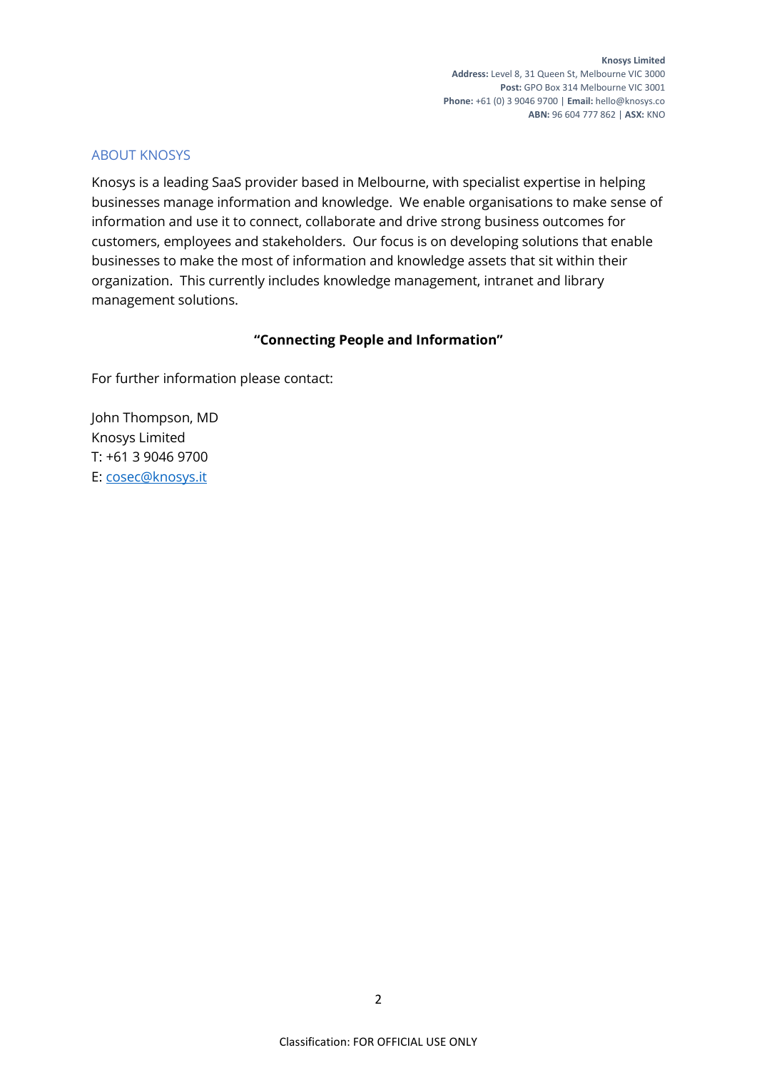**Knosys Limited**
**Address:** Level 8, 31 Queen St, Melbourne VIC 3000
**Post:** GPO Box 314 Melbourne VIC 3001
**Phone:** +61 (0) 3 9046 9700 | **Email:** hello@knosys.co
**ABN:** 96 604 777 862 | **ASX:** KNO

## ABOUT KNOSYS

Knosys is a leading SaaS provider based in Melbourne, with specialist expertise in helping businesses manage information and knowledge. We enable organisations to make sense of information and use it to connect, collaborate and drive strong business outcomes for customers, employees and stakeholders. Our focus is on developing solutions that enable businesses to make the most of information and knowledge assets that sit within their organization. This currently includes knowledge management, intranet and library management solutions.

**"Connecting People and Information"**

For further information please contact:

John Thompson, MD
Knosys Limited
T: +61 3 9046 9700
E: cosec@knosys.it

Classification: FOR OFFICIAL USE ONLY